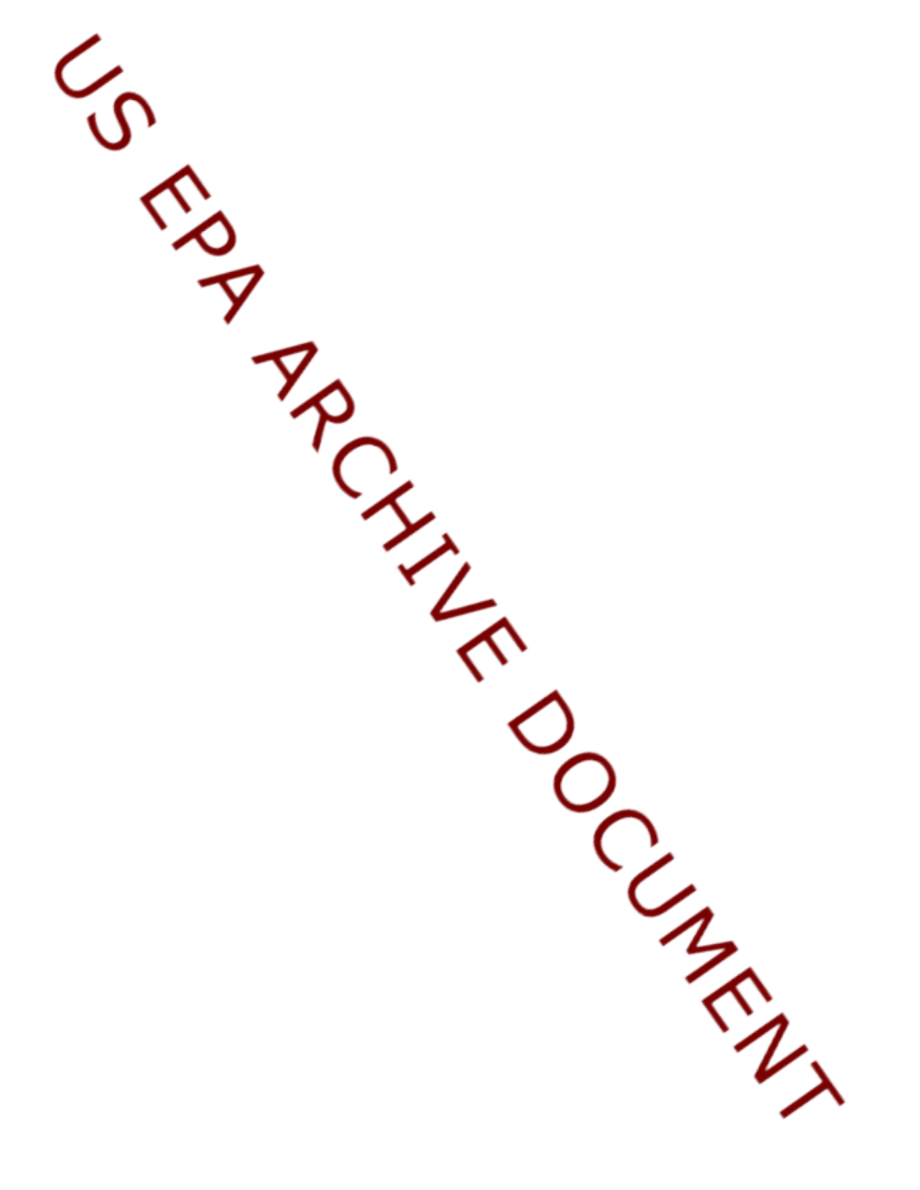US EPA ARCHIVE DOCUMENT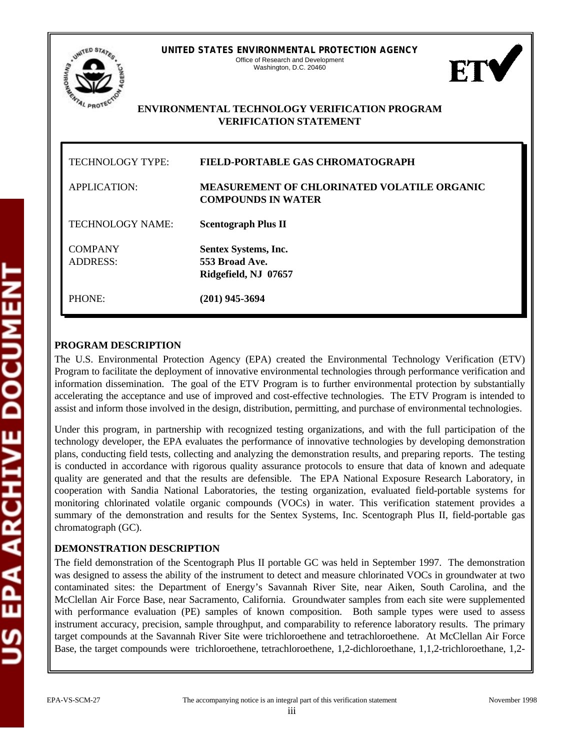**UNITED STATES ENVIRONMENTAL PROTECTION AGENCY**
Office of Research and Development
Washington, D.C. 20460

## ENVIRONMENTAL TECHNOLOGY VERIFICATION PROGRAM VERIFICATION STATEMENT

| | |
|---|---|
| TECHNOLOGY TYPE: | **FIELD-PORTABLE GAS CHROMATOGRAPH** |
| APPLICATION: | **MEASUREMENT OF CHLORINATED VOLATILE ORGANIC COMPOUNDS IN WATER** |
| TECHNOLOGY NAME: | **Scentograph Plus II** |
| COMPANY<br>ADDRESS: | **Sentex Systems, Inc.**<br>**553 Broad Ave.**<br>**Ridgefield, NJ 07657** |
| PHONE: | **(201) 945-3694** |

### PROGRAM DESCRIPTION

The U.S. Environmental Protection Agency (EPA) created the Environmental Technology Verification (ETV) Program to facilitate the deployment of innovative environmental technologies through performance verification and information dissemination. The goal of the ETV Program is to further environmental protection by substantially accelerating the acceptance and use of improved and cost-effective technologies. The ETV Program is intended to assist and inform those involved in the design, distribution, permitting, and purchase of environmental technologies.

Under this program, in partnership with recognized testing organizations, and with the full participation of the technology developer, the EPA evaluates the performance of innovative technologies by developing demonstration plans, conducting field tests, collecting and analyzing the demonstration results, and preparing reports. The testing is conducted in accordance with rigorous quality assurance protocols to ensure that data of known and adequate quality are generated and that the results are defensible. The EPA National Exposure Research Laboratory, in cooperation with Sandia National Laboratories, the testing organization, evaluated field-portable systems for monitoring chlorinated volatile organic compounds (VOCs) in water. This verification statement provides a summary of the demonstration and results for the Sentex Systems, Inc. Scentograph Plus II, field-portable gas chromatograph (GC).

### DEMONSTRATION DESCRIPTION

The field demonstration of the Scentograph Plus II portable GC was held in September 1997. The demonstration was designed to assess the ability of the instrument to detect and measure chlorinated VOCs in groundwater at two contaminated sites: the Department of Energy's Savannah River Site, near Aiken, South Carolina, and the McClellan Air Force Base, near Sacramento, California. Groundwater samples from each site were supplemented with performance evaluation (PE) samples of known composition. Both sample types were used to assess instrument accuracy, precision, sample throughput, and comparability to reference laboratory results. The primary target compounds at the Savannah River Site were trichloroethene and tetrachloroethene. At McClellan Air Force Base, the target compounds were trichloroethene, tetrachloroethene, 1,2-dichloroethane, 1,1,2-trichloroethane, 1,2-

EPA-VS-SCM-27 The accompanying notice is an integral part of this verification statement November 1998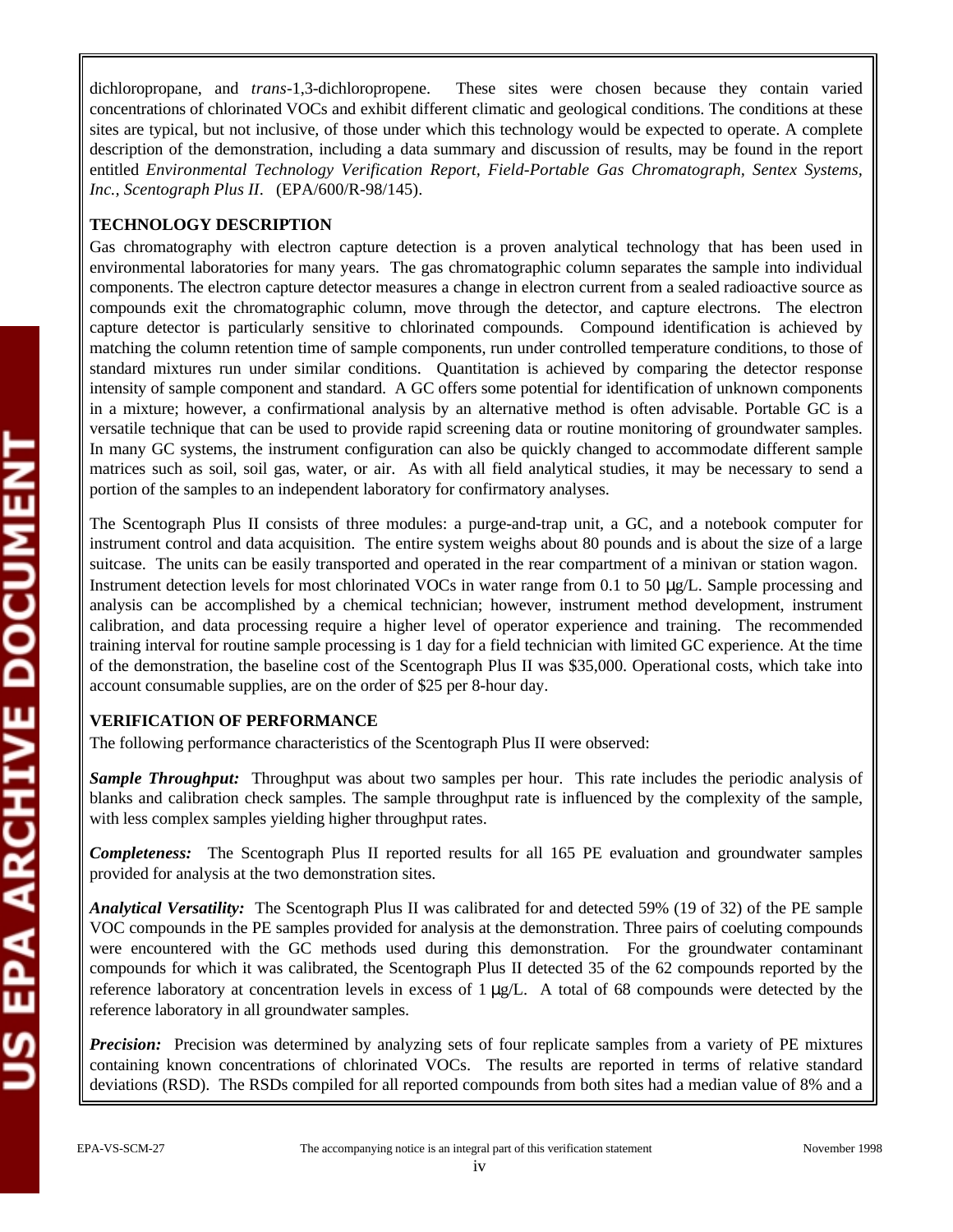dichloropropane, and *trans*-1,3-dichloropropene. These sites were chosen because they contain varied concentrations of chlorinated VOCs and exhibit different climatic and geological conditions. The conditions at these sites are typical, but not inclusive, of those under which this technology would be expected to operate. A complete description of the demonstration, including a data summary and discussion of results, may be found in the report entitled *Environmental Technology Verification Report, Field-Portable Gas Chromatograph, Sentex Systems, Inc., Scentograph Plus II*. (EPA/600/R-98/145).

**TECHNOLOGY DESCRIPTION**

Gas chromatography with electron capture detection is a proven analytical technology that has been used in environmental laboratories for many years. The gas chromatographic column separates the sample into individual components. The electron capture detector measures a change in electron current from a sealed radioactive source as compounds exit the chromatographic column, move through the detector, and capture electrons. The electron capture detector is particularly sensitive to chlorinated compounds. Compound identification is achieved by matching the column retention time of sample components, run under controlled temperature conditions, to those of standard mixtures run under similar conditions. Quantitation is achieved by comparing the detector response intensity of sample component and standard. A GC offers some potential for identification of unknown components in a mixture; however, a confirmational analysis by an alternative method is often advisable. Portable GC is a versatile technique that can be used to provide rapid screening data or routine monitoring of groundwater samples. In many GC systems, the instrument configuration can also be quickly changed to accommodate different sample matrices such as soil, soil gas, water, or air. As with all field analytical studies, it may be necessary to send a portion of the samples to an independent laboratory for confirmatory analyses.

The Scentograph Plus II consists of three modules: a purge-and-trap unit, a GC, and a notebook computer for instrument control and data acquisition. The entire system weighs about 80 pounds and is about the size of a large suitcase. The units can be easily transported and operated in the rear compartment of a minivan or station wagon. Instrument detection levels for most chlorinated VOCs in water range from 0.1 to 50 µg/L. Sample processing and analysis can be accomplished by a chemical technician; however, instrument method development, instrument calibration, and data processing require a higher level of operator experience and training. The recommended training interval for routine sample processing is 1 day for a field technician with limited GC experience. At the time of the demonstration, the baseline cost of the Scentograph Plus II was $35,000. Operational costs, which take into account consumable supplies, are on the order of $25 per 8-hour day.

**VERIFICATION OF PERFORMANCE**

The following performance characteristics of the Scentograph Plus II were observed:

***Sample Throughput:*** Throughput was about two samples per hour. This rate includes the periodic analysis of blanks and calibration check samples. The sample throughput rate is influenced by the complexity of the sample, with less complex samples yielding higher throughput rates.

***Completeness:*** The Scentograph Plus II reported results for all 165 PE evaluation and groundwater samples provided for analysis at the two demonstration sites.

***Analytical Versatility:*** The Scentograph Plus II was calibrated for and detected 59% (19 of 32) of the PE sample VOC compounds in the PE samples provided for analysis at the demonstration. Three pairs of coeluting compounds were encountered with the GC methods used during this demonstration. For the groundwater contaminant compounds for which it was calibrated, the Scentograph Plus II detected 35 of the 62 compounds reported by the reference laboratory at concentration levels in excess of 1 µg/L. A total of 68 compounds were detected by the reference laboratory in all groundwater samples.

***Precision:*** Precision was determined by analyzing sets of four replicate samples from a variety of PE mixtures containing known concentrations of chlorinated VOCs. The results are reported in terms of relative standard deviations (RSD). The RSDs compiled for all reported compounds from both sites had a median value of 8% and a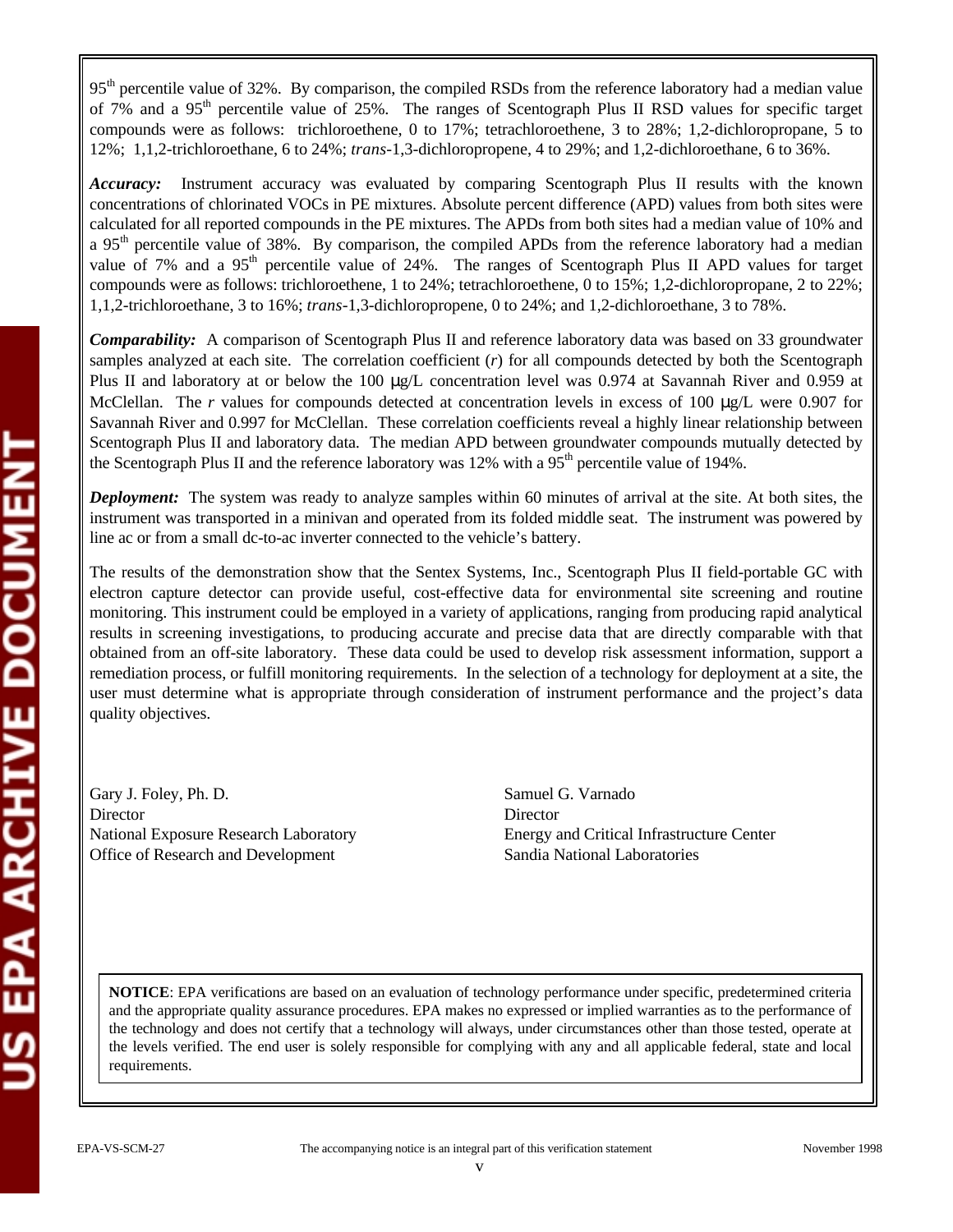95th percentile value of 32%. By comparison, the compiled RSDs from the reference laboratory had a median value of 7% and a 95th percentile value of 25%. The ranges of Scentograph Plus II RSD values for specific target compounds were as follows: trichloroethene, 0 to 17%; tetrachloroethene, 3 to 28%; 1,2-dichloropropane, 5 to 12%; 1,1,2-trichloroethane, 6 to 24%; *trans*-1,3-dichloropropene, 4 to 29%; and 1,2-dichloroethane, 6 to 36%.

***Accuracy:*** Instrument accuracy was evaluated by comparing Scentograph Plus II results with the known concentrations of chlorinated VOCs in PE mixtures. Absolute percent difference (APD) values from both sites were calculated for all reported compounds in the PE mixtures. The APDs from both sites had a median value of 10% and a 95th percentile value of 38%. By comparison, the compiled APDs from the reference laboratory had a median value of 7% and a 95th percentile value of 24%. The ranges of Scentograph Plus II APD values for target compounds were as follows: trichloroethene, 1 to 24%; tetrachloroethene, 0 to 15%; 1,2-dichloropropane, 2 to 22%; 1,1,2-trichloroethane, 3 to 16%; *trans*-1,3-dichloropropene, 0 to 24%; and 1,2-dichloroethane, 3 to 78%.

***Comparability:*** A comparison of Scentograph Plus II and reference laboratory data was based on 33 groundwater samples analyzed at each site. The correlation coefficient ($r$) for all compounds detected by both the Scentograph Plus II and laboratory at or below the 100 μg/L concentration level was 0.974 at Savannah River and 0.959 at McClellan. The $r$ values for compounds detected at concentration levels in excess of 100 μg/L were 0.907 for Savannah River and 0.997 for McClellan. These correlation coefficients reveal a highly linear relationship between Scentograph Plus II and laboratory data. The median APD between groundwater compounds mutually detected by the Scentograph Plus II and the reference laboratory was 12% with a 95th percentile value of 194%.

***Deployment:*** The system was ready to analyze samples within 60 minutes of arrival at the site. At both sites, the instrument was transported in a minivan and operated from its folded middle seat. The instrument was powered by line ac or from a small dc-to-ac inverter connected to the vehicle's battery.

The results of the demonstration show that the Sentex Systems, Inc., Scentograph Plus II field-portable GC with electron capture detector can provide useful, cost-effective data for environmental site screening and routine monitoring. This instrument could be employed in a variety of applications, ranging from producing rapid analytical results in screening investigations, to producing accurate and precise data that are directly comparable with that obtained from an off-site laboratory. These data could be used to develop risk assessment information, support a remediation process, or fulfill monitoring requirements. In the selection of a technology for deployment at a site, the user must determine what is appropriate through consideration of instrument performance and the project's data quality objectives.

Gary J. Foley, Ph. D.
Director
National Exposure Research Laboratory
Office of Research and Development

Samuel G. Varnado
Director
Energy and Critical Infrastructure Center
Sandia National Laboratories

**NOTICE**: EPA verifications are based on an evaluation of technology performance under specific, predetermined criteria and the appropriate quality assurance procedures. EPA makes no expressed or implied warranties as to the performance of the technology and does not certify that a technology will always, under circumstances other than those tested, operate at the levels verified. The end user is solely responsible for complying with any and all applicable federal, state and local requirements.

EPA-VS-SCM-27 The accompanying notice is an integral part of this verification statement November 1998